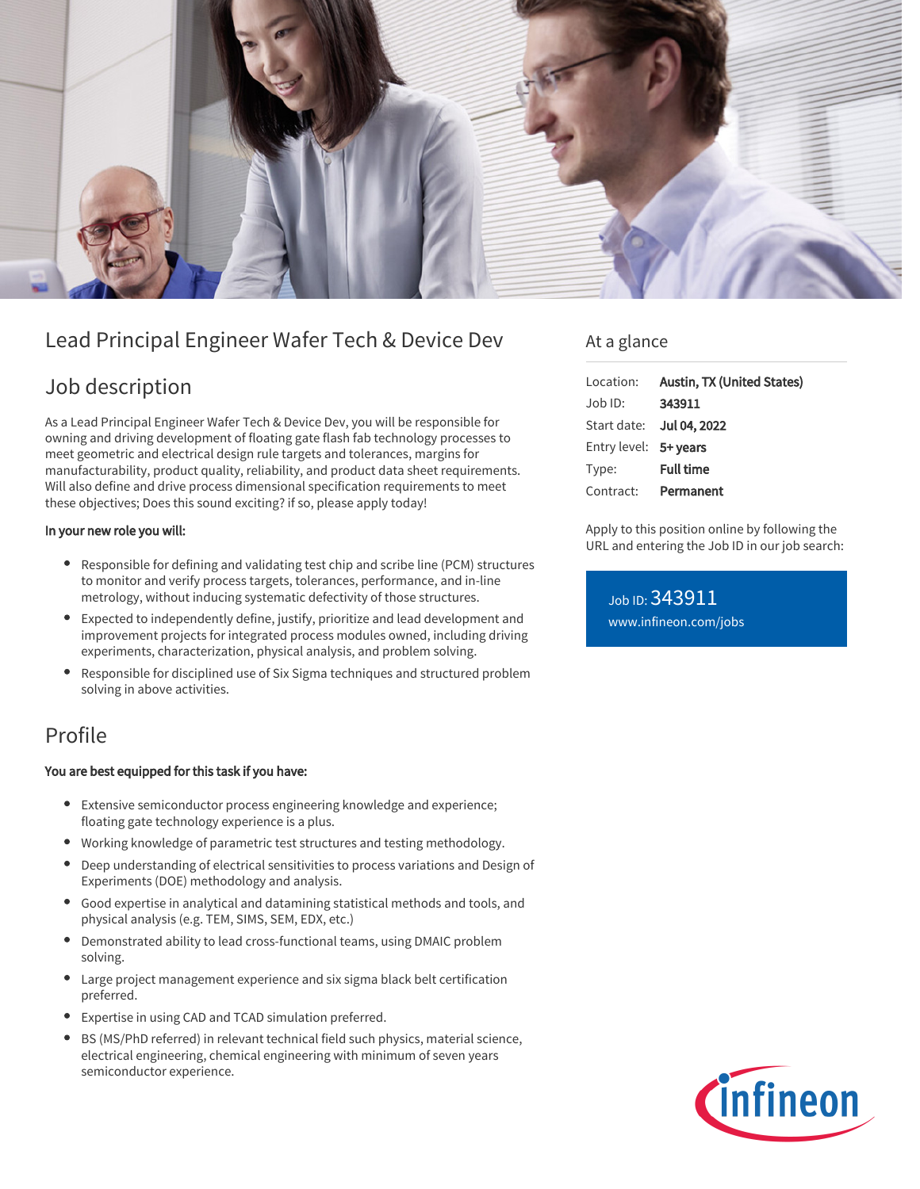# Lead Principal Engineer Wafer Tech & Device Dev

## Job description

As a Lead Principal Engineer Wafer Tech & Device Dev, you will be responsible for owning and driving development of floating gate flash fab technology processes to meet geometric and electrical design rule targets and tolerances, margins for manufacturability, product quality, reliability, and product data sheet requirements. Will also define and drive process dimensional specification requirements to meet these objectives; Does this sound exciting? if so, please apply today!

**In your new role you will:**

- Responsible for defining and validating test chip and scribe line (PCM) structures to monitor and verify process targets, tolerances, performance, and in-line metrology, without inducing systematic defectivity of those structures.
- Expected to independently define, justify, prioritize and lead development and improvement projects for integrated process modules owned, including driving experiments, characterization, physical analysis, and problem solving.
- Responsible for disciplined use of Six Sigma techniques and structured problem solving in above activities.

## Profile

**You are best equipped for this task if you have:**

- Extensive semiconductor process engineering knowledge and experience; floating gate technology experience is a plus.
- Working knowledge of parametric test structures and testing methodology.
- Deep understanding of electrical sensitivities to process variations and Design of Experiments (DOE) methodology and analysis.
- Good expertise in analytical and datamining statistical methods and tools, and physical analysis (e.g. TEM, SIMS, SEM, EDX, etc.)
- Demonstrated ability to lead cross-functional teams, using DMAIC problem solving.
- Large project management experience and six sigma black belt certification preferred.
- Expertise in using CAD and TCAD simulation preferred.
- BS (MS/PhD referred) in relevant technical field such physics, material science, electrical engineering, chemical engineering with minimum of seven years semiconductor experience.

## At a glance

| | |
|---|---|
| Location: | **Austin, TX (United States)** |
| Job ID: | **343911** |
| Start date: | **Jul 04, 2022** |
| Entry level: | **5+ years** |
| Type: | **Full time** |
| Contract: | **Permanent** |

Apply to this position online by following the URL and entering the Job ID in our job search:

Job ID: 343911
www.infineon.com/jobs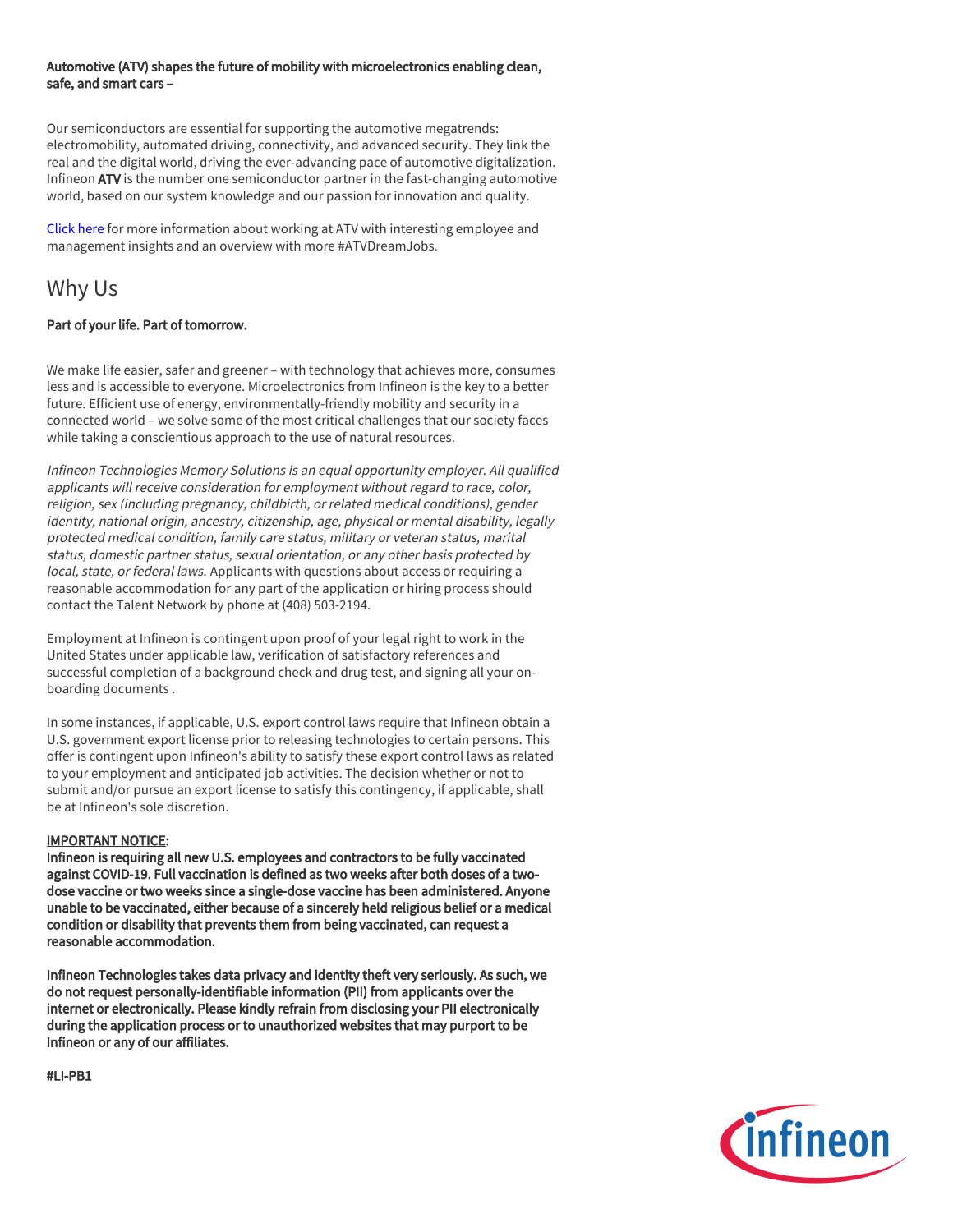**Automotive (ATV) shapes the future of mobility with microelectronics enabling clean, safe, and smart cars –**

Our semiconductors are essential for supporting the automotive megatrends: electromobility, automated driving, connectivity, and advanced security. They link the real and the digital world, driving the ever-advancing pace of automotive digitalization. Infineon **ATV** is the number one semiconductor partner in the fast-changing automotive world, based on our system knowledge and our passion for innovation and quality.

Click here for more information about working at ATV with interesting employee and management insights and an overview with more #ATVDreamJobs.

## Why Us

**Part of your life. Part of tomorrow.**

We make life easier, safer and greener – with technology that achieves more, consumes less and is accessible to everyone. Microelectronics from Infineon is the key to a better future. Efficient use of energy, environmentally-friendly mobility and security in a connected world – we solve some of the most critical challenges that our society faces while taking a conscientious approach to the use of natural resources.

*Infineon Technologies Memory Solutions is an equal opportunity employer. All qualified applicants will receive consideration for employment without regard to race, color, religion, sex (including pregnancy, childbirth, or related medical conditions), gender identity, national origin, ancestry, citizenship, age, physical or mental disability, legally protected medical condition, family care status, military or veteran status, marital status, domestic partner status, sexual orientation, or any other basis protected by local, state, or federal laws.* Applicants with questions about access or requiring a reasonable accommodation for any part of the application or hiring process should contact the Talent Network by phone at (408) 503-2194.

Employment at Infineon is contingent upon proof of your legal right to work in the United States under applicable law, verification of satisfactory references and successful completion of a background check and drug test, and signing all your on-boarding documents .

In some instances, if applicable, U.S. export control laws require that Infineon obtain a U.S. government export license prior to releasing technologies to certain persons. This offer is contingent upon Infineon's ability to satisfy these export control laws as related to your employment and anticipated job activities. The decision whether or not to submit and/or pursue an export license to satisfy this contingency, if applicable, shall be at Infineon's sole discretion.

**IMPORTANT NOTICE:**
**Infineon is requiring all new U.S. employees and contractors to be fully vaccinated against COVID-19. Full vaccination is defined as two weeks after both doses of a two-dose vaccine or two weeks since a single-dose vaccine has been administered. Anyone unable to be vaccinated, either because of a sincerely held religious belief or a medical condition or disability that prevents them from being vaccinated, can request a reasonable accommodation.**

**Infineon Technologies takes data privacy and identity theft very seriously. As such, we do not request personally-identifiable information (PII) from applicants over the internet or electronically. Please kindly refrain from disclosing your PII electronically during the application process or to unauthorized websites that may purport to be Infineon or any of our affiliates.**

**#LI-PB1**